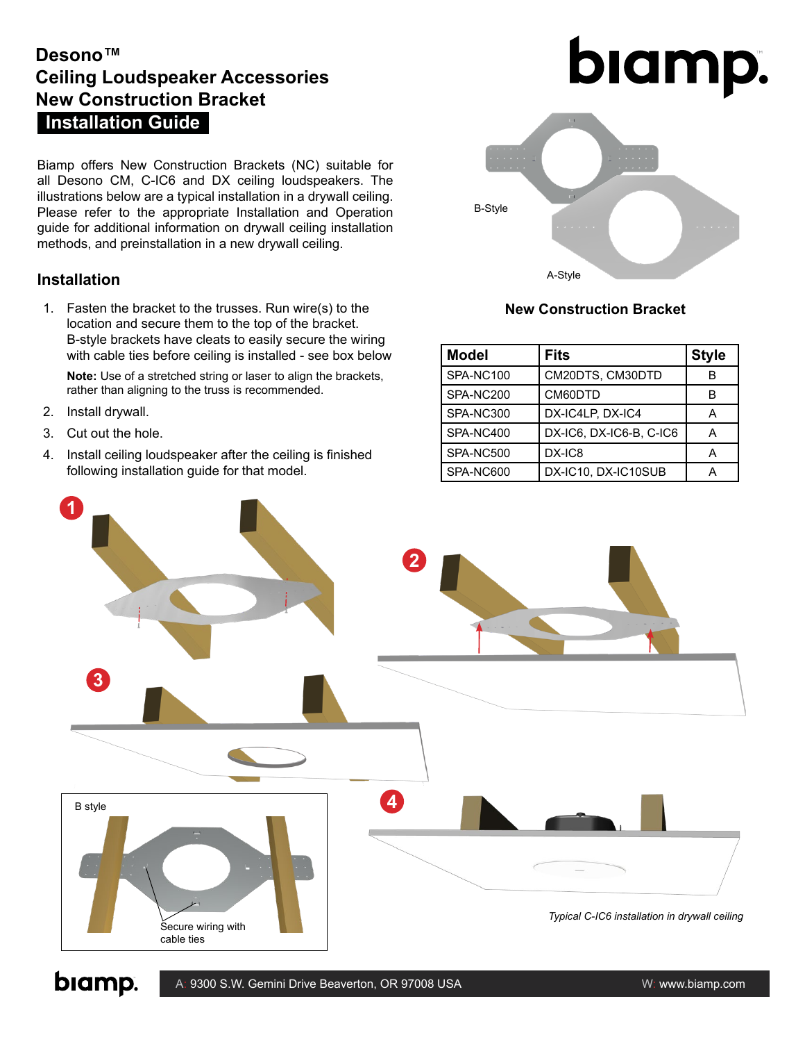# Desono™
# Ceiling Loudspeaker Accessories
# New Construction Bracket
## Installation Guide

Biamp offers New Construction Brackets (NC) suitable for all Desono CM, C-IC6 and DX ceiling loudspeakers. The illustrations below are a typical installation in a drywall ceiling. Please refer to the appropriate Installation and Operation guide for additional information on drywall ceiling installation methods, and preinstallation in a new drywall ceiling.

B-Style

A-Style

**New Construction Bracket**

## Installation

1. Fasten the bracket to the trusses. Run wire(s) to the location and secure them to the top of the bracket. B-style brackets have cleats to easily secure the wiring with cable ties before ceiling is installed - see box below

   **Note:** Use of a stretched string or laser to align the brackets, rather than aligning to the truss is recommended.

2. Install drywall.
3. Cut out the hole.
4. Install ceiling loudspeaker after the ceiling is finished following installation guide for that model.

| Model | Fits | Style |
|---|---|---|
| SPA-NC100 | CM20DTS, CM30DTD | B |
| SPA-NC200 | CM60DTD | B |
| SPA-NC300 | DX-IC4LP, DX-IC4 | A |
| SPA-NC400 | DX-IC6, DX-IC6-B, C-IC6 | A |
| SPA-NC500 | DX-IC8 | A |
| SPA-NC600 | DX-IC10, DX-IC10SUB | A |

B style

Secure wiring with cable ties

*Typical C-IC6 installation in drywall ceiling*

A: 9300 S.W. Gemini Drive Beaverton, OR 97008 USA W: www.biamp.com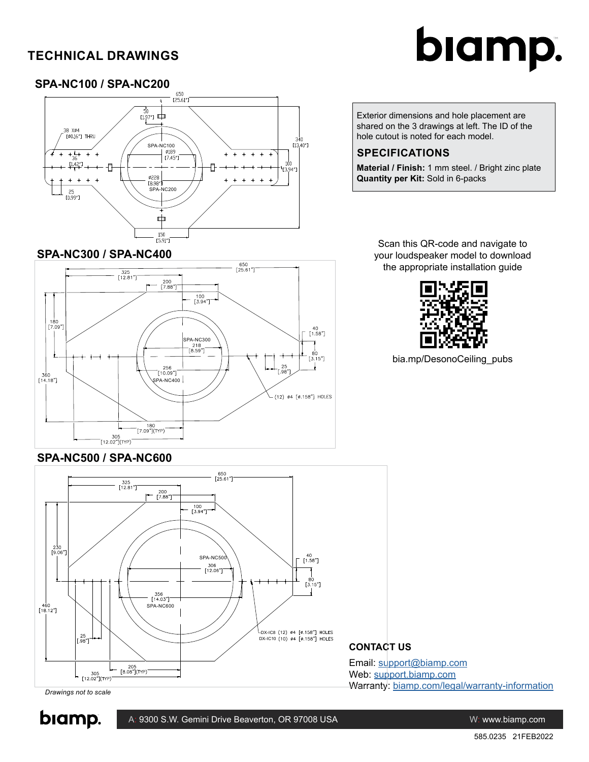## TECHNICAL DRAWINGS

### SPA-NC100 / SPA-NC200

650
[25.61"]
50
[1.97"]
38 X Ø4
[Ø0.16"] THRU
36
[1.42"]
25
[0.99"]
SPA-NC100
Ø189
[7.45"]
Ø228
[8.98"]
SPA-NC200
340
[13.40"]
100
[3.94"]
150
[5.91"]

### SPA-NC300 / SPA-NC400

650
[25.61"]
325
[12.81"]
200
[7.88"]
100
[3.94"]
180
[7.09"]
40
[1.58"]
SPA-NC300
218
[8.59"]
80
[3.15"]
25
[.98"]
256
[10.09"]
SPA-NC400
360
[14.18"]
(12) ø4 [ø.158"] HOLES
180
[7.09"](TYP)
305
[12.02"](TYP)

### SPA-NC500 / SPA-NC600

650
[25.61"]
325
[12.81"]
200
[7.88"]
100
[3.94"]
230
[9.06"]
SPA-NC500
306
[12.06"]
40
[1.58"]
80
[3.15"]
356
[14.03"]
SPA-NC600
460
[18.12"]
25
[.98"]
DX-IC8 (12) ø4 [ø.158"] HOLES
DX-IC10 (10) ø4 [ø.158"] HOLES
205
[8.08"](TYP)
305
[12.02"](TYP)

*Drawings not to scale*

Exterior dimensions and hole placement are shared on the 3 drawings at left. The ID of the hole cutout is noted for each model.

### SPECIFICATIONS

**Material / Finish:** 1 mm steel. / Bright zinc plate
**Quantity per Kit:** Sold in 6-packs

Scan this QR-code and navigate to your loudspeaker model to download the appropriate installation guide

bia.mp/DesonoCeiling_pubs

### CONTACT US

Email: support@biamp.com
Web: support.biamp.com
Warranty: biamp.com/legal/warranty-information

A: 9300 S.W. Gemini Drive Beaverton, OR 97008 USA W: www.biamp.com

585.0235 21FEB2022